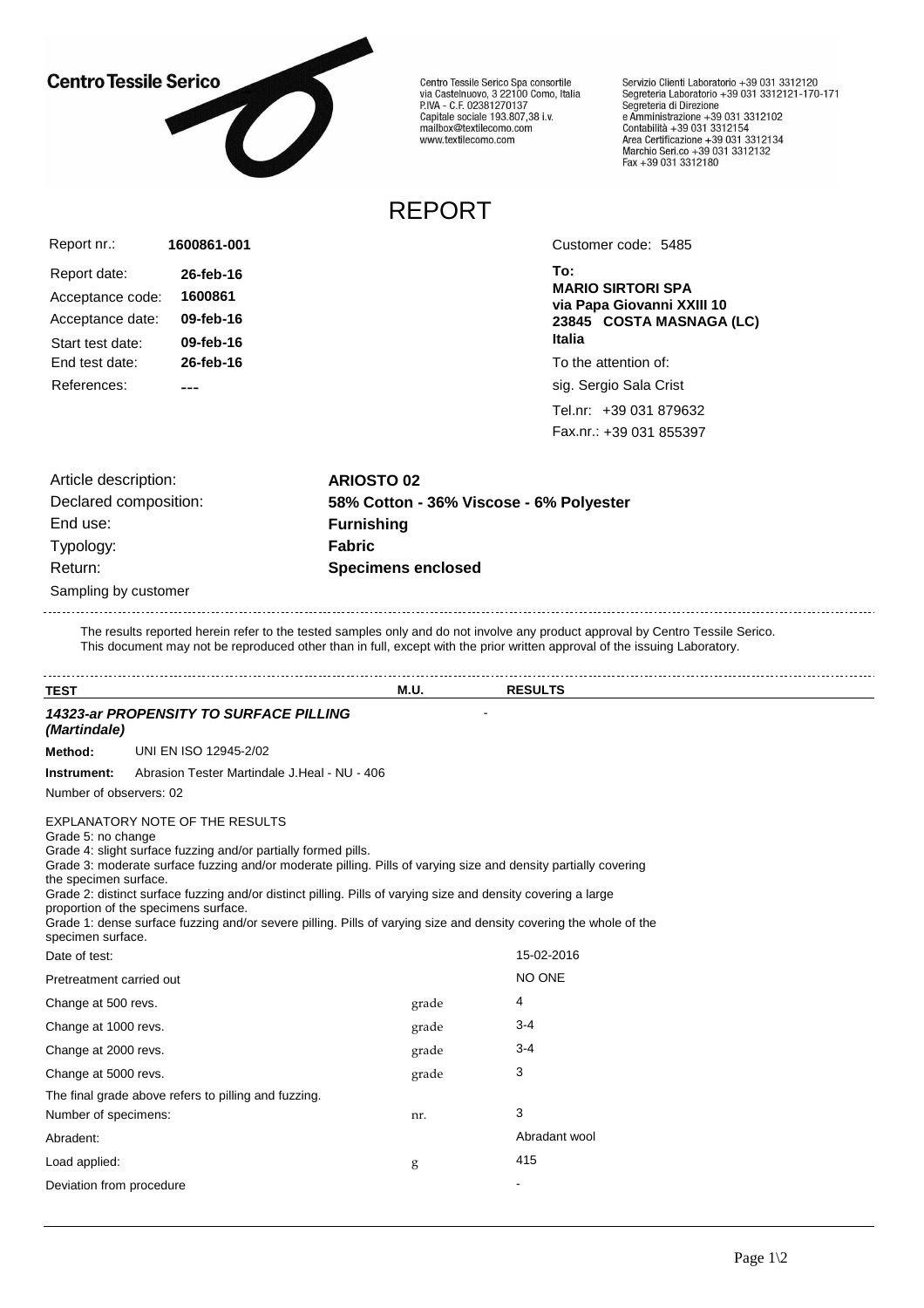**Centro Tessile Serico**

Centro Tessile Serico Spa consortile
via Castelnuovo, 3 22100 Como, Italia
P.IVA - C.F. 02381270137
Capitale sociale 193.807,38 i.v.
mailbox@textilecomo.com
www.textilecomo.com

Servizio Clienti Laboratorio +39 031 3312120
Segreteria Laboratorio +39 031 3312121-170-171
Segreteria di Direzione
e Amministrazione +39 031 3312102
Contabilità +39 031 3312154
Area Certificazione +39 031 3312134
Marchio Seri.co +39 031 3312132
Fax +39 031 3312180

# REPORT

Report nr.: **1600861-001**

Report date: **26-feb-16**
Acceptance code: **1600861**
Acceptance date: **09-feb-16**
Start test date: **09-feb-16**
End test date: **26-feb-16**
References: **---**

Customer code: 5485

**To:**
**MARIO SIRTORI SPA**
**via Papa Giovanni XXIII 10**
**23845 COSTA MASNAGA (LC)**
**Italia**

To the attention of:
sig. Sergio Sala Crist
Tel.nr: +39 031 879632
Fax.nr.: +39 031 855397

Article description: **ARIOSTO 02**
Declared composition: **58% Cotton - 36% Viscose - 6% Polyester**
End use: **Furnishing**
Typology: **Fabric**
Return: **Specimens enclosed**
Sampling by customer

The results reported herein refer to the tested samples only and do not involve any product approval by Centro Tessile Serico.
This document may not be reproduced other than in full, except with the prior written approval of the issuing Laboratory.

| TEST | M.U. | RESULTS |
|---|---|---|
| ***14323-ar PROPENSITY TO SURFACE PILLING (Martindale)*** | | - |

**Method:** UNI EN ISO 12945-2/02
**Instrument:** Abrasion Tester Martindale J.Heal - NU - 406
Number of observers: 02

EXPLANATORY NOTE OF THE RESULTS
Grade 5: no change
Grade 4: slight surface fuzzing and/or partially formed pills.
Grade 3: moderate surface fuzzing and/or moderate pilling. Pills of varying size and density partially covering the specimen surface.
Grade 2: distinct surface fuzzing and/or distinct pilling. Pills of varying size and density covering a large proportion of the specimens surface.
Grade 1: dense surface fuzzing and/or severe pilling. Pills of varying size and density covering the whole of the specimen surface.

| | | |
|---|---|---|
| Date of test: | | 15-02-2016 |
| Pretreatment carried out | | NO ONE |
| Change at 500 revs. | grade | 4 |
| Change at 1000 revs. | grade | 3-4 |
| Change at 2000 revs. | grade | 3-4 |
| Change at 5000 revs. | grade | 3 |
| The final grade above refers to pilling and fuzzing. | | |
| Number of specimens: | nr. | 3 |
| Abradent: | | Abradant wool |
| Load applied: | g | 415 |
| Deviation from procedure | | - |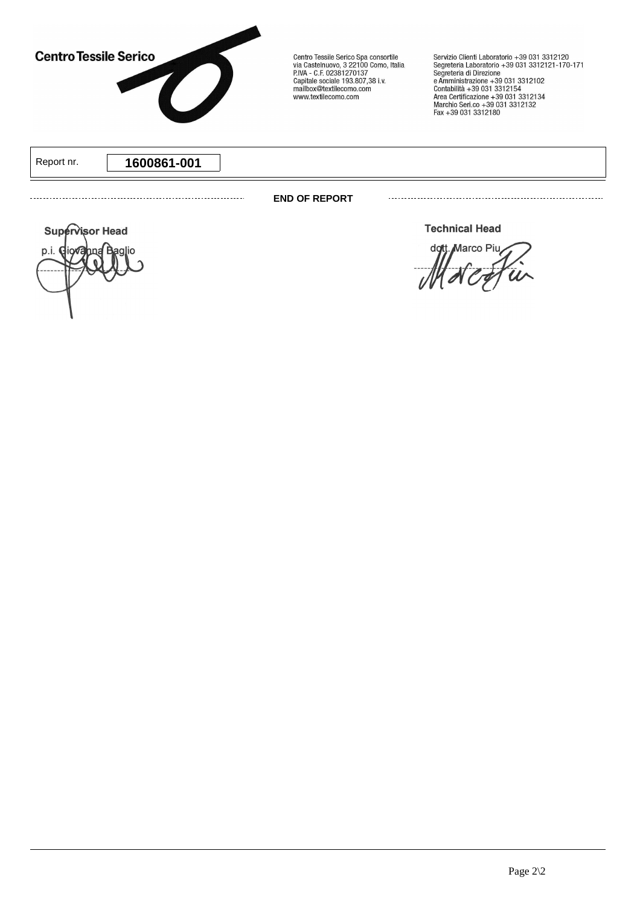Report nr. **1600861-001**

**END OF REPORT**

**Supervisor Head**

p.i. Giovanna Baglio

**Technical Head**

dott. Marco Piu